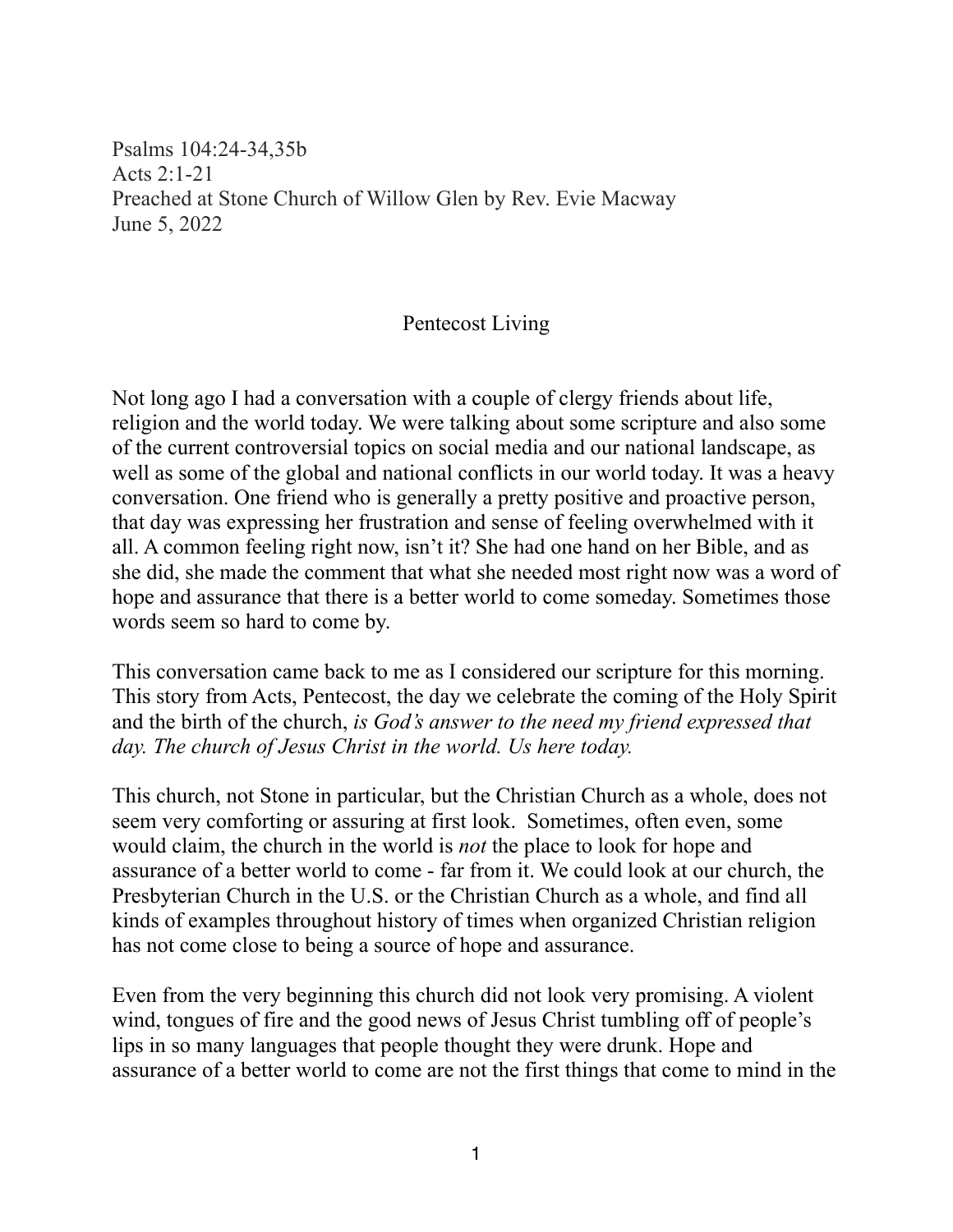Psalms 104:24-34,35b
Acts 2:1-21
Preached at Stone Church of Willow Glen by Rev. Evie Macway
June 5, 2022

# Pentecost Living

Not long ago I had a conversation with a couple of clergy friends about life, religion and the world today. We were talking about some scripture and also some of the current controversial topics on social media and our national landscape, as well as some of the global and national conflicts in our world today. It was a heavy conversation. One friend who is generally a pretty positive and proactive person, that day was expressing her frustration and sense of feeling overwhelmed with it all. A common feeling right now, isn't it? She had one hand on her Bible, and as she did, she made the comment that what she needed most right now was a word of hope and assurance that there is a better world to come someday. Sometimes those words seem so hard to come by.

This conversation came back to me as I considered our scripture for this morning. This story from Acts, Pentecost, the day we celebrate the coming of the Holy Spirit and the birth of the church, *is God's answer to the need my friend expressed that day. The church of Jesus Christ in the world. Us here today.*

This church, not Stone in particular, but the Christian Church as a whole, does not seem very comforting or assuring at first look. Sometimes, often even, some would claim, the church in the world is *not* the place to look for hope and assurance of a better world to come - far from it. We could look at our church, the Presbyterian Church in the U.S. or the Christian Church as a whole, and find all kinds of examples throughout history of times when organized Christian religion has not come close to being a source of hope and assurance.

Even from the very beginning this church did not look very promising. A violent wind, tongues of fire and the good news of Jesus Christ tumbling off of people's lips in so many languages that people thought they were drunk. Hope and assurance of a better world to come are not the first things that come to mind in the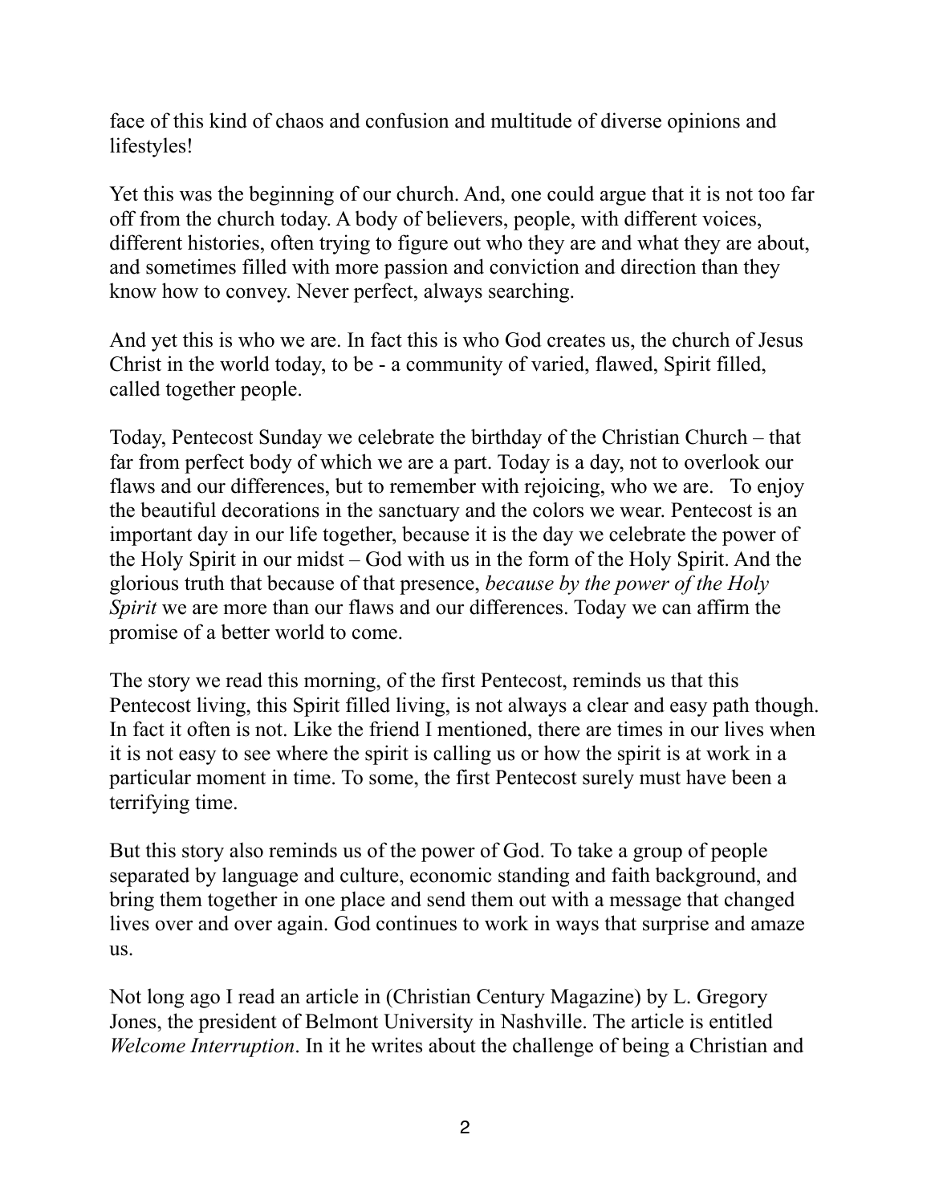face of this kind of chaos and confusion and multitude of diverse opinions and lifestyles!

Yet this was the beginning of our church. And, one could argue that it is not too far off from the church today. A body of believers, people, with different voices, different histories, often trying to figure out who they are and what they are about, and sometimes filled with more passion and conviction and direction than they know how to convey. Never perfect, always searching.

And yet this is who we are. In fact this is who God creates us, the church of Jesus Christ in the world today, to be - a community of varied, flawed, Spirit filled, called together people.

Today, Pentecost Sunday we celebrate the birthday of the Christian Church – that far from perfect body of which we are a part. Today is a day, not to overlook our flaws and our differences, but to remember with rejoicing, who we are. To enjoy the beautiful decorations in the sanctuary and the colors we wear. Pentecost is an important day in our life together, because it is the day we celebrate the power of the Holy Spirit in our midst – God with us in the form of the Holy Spirit. And the glorious truth that because of that presence, *because by the power of the Holy Spirit* we are more than our flaws and our differences. Today we can affirm the promise of a better world to come.

The story we read this morning, of the first Pentecost, reminds us that this Pentecost living, this Spirit filled living, is not always a clear and easy path though. In fact it often is not. Like the friend I mentioned, there are times in our lives when it is not easy to see where the spirit is calling us or how the spirit is at work in a particular moment in time. To some, the first Pentecost surely must have been a terrifying time.

But this story also reminds us of the power of God. To take a group of people separated by language and culture, economic standing and faith background, and bring them together in one place and send them out with a message that changed lives over and over again. God continues to work in ways that surprise and amaze us.

Not long ago I read an article in (Christian Century Magazine) by L. Gregory Jones, the president of Belmont University in Nashville. The article is entitled *Welcome Interruption*. In it he writes about the challenge of being a Christian and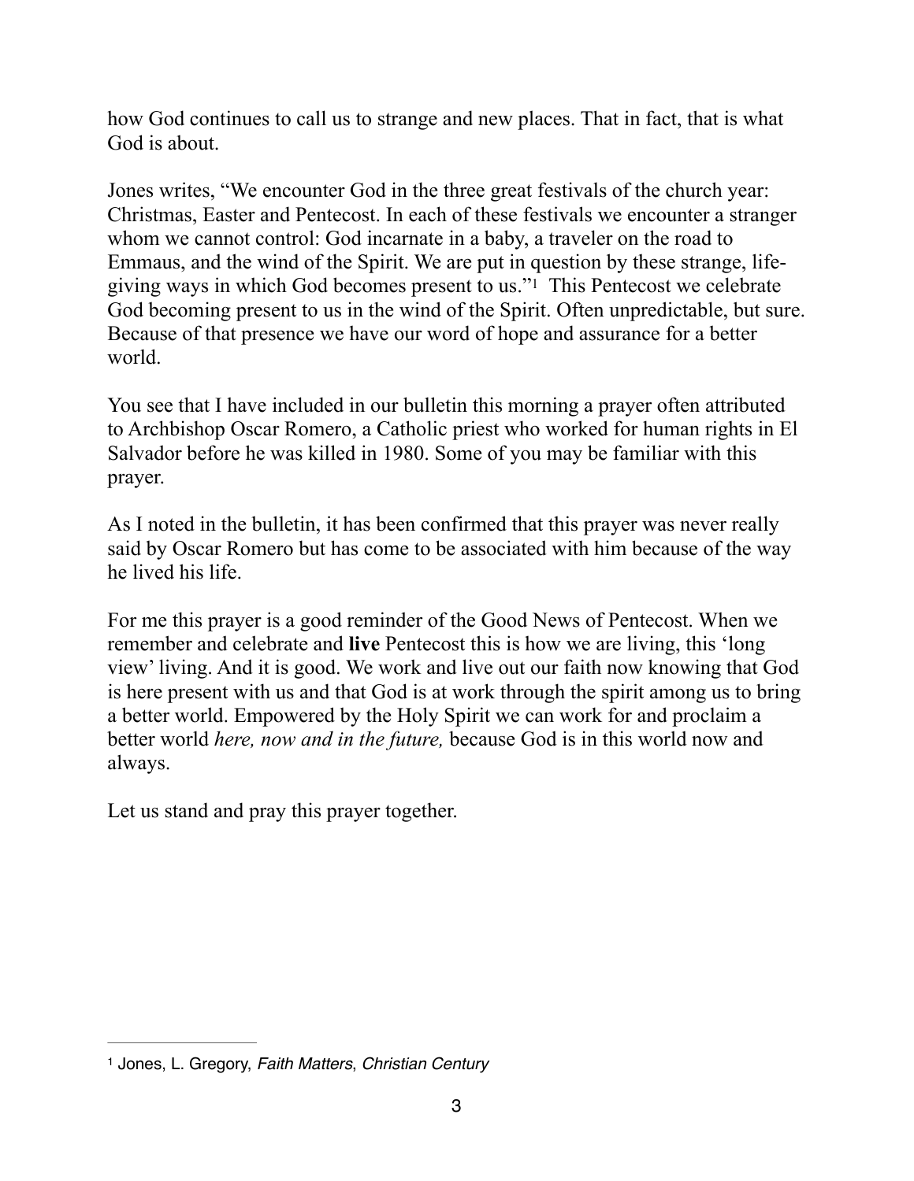how God continues to call us to strange and new places. That in fact, that is what God is about.

Jones writes, "We encounter God in the three great festivals of the church year: Christmas, Easter and Pentecost. In each of these festivals we encounter a stranger whom we cannot control: God incarnate in a baby, a traveler on the road to Emmaus, and the wind of the Spirit. We are put in question by these strange, life-giving ways in which God becomes present to us."[1] This Pentecost we celebrate God becoming present to us in the wind of the Spirit. Often unpredictable, but sure. Because of that presence we have our word of hope and assurance for a better world.

You see that I have included in our bulletin this morning a prayer often attributed to Archbishop Oscar Romero, a Catholic priest who worked for human rights in El Salvador before he was killed in 1980. Some of you may be familiar with this prayer.

As I noted in the bulletin, it has been confirmed that this prayer was never really said by Oscar Romero but has come to be associated with him because of the way he lived his life.

For me this prayer is a good reminder of the Good News of Pentecost. When we remember and celebrate and **live** Pentecost this is how we are living, this 'long view' living. And it is good. We work and live out our faith now knowing that God is here present with us and that God is at work through the spirit among us to bring a better world. Empowered by the Holy Spirit we can work for and proclaim a better world *here, now and in the future,* because God is in this world now and always.

Let us stand and pray this prayer together.

---

[1] Jones, L. Gregory, *Faith Matters*, *Christian Century*